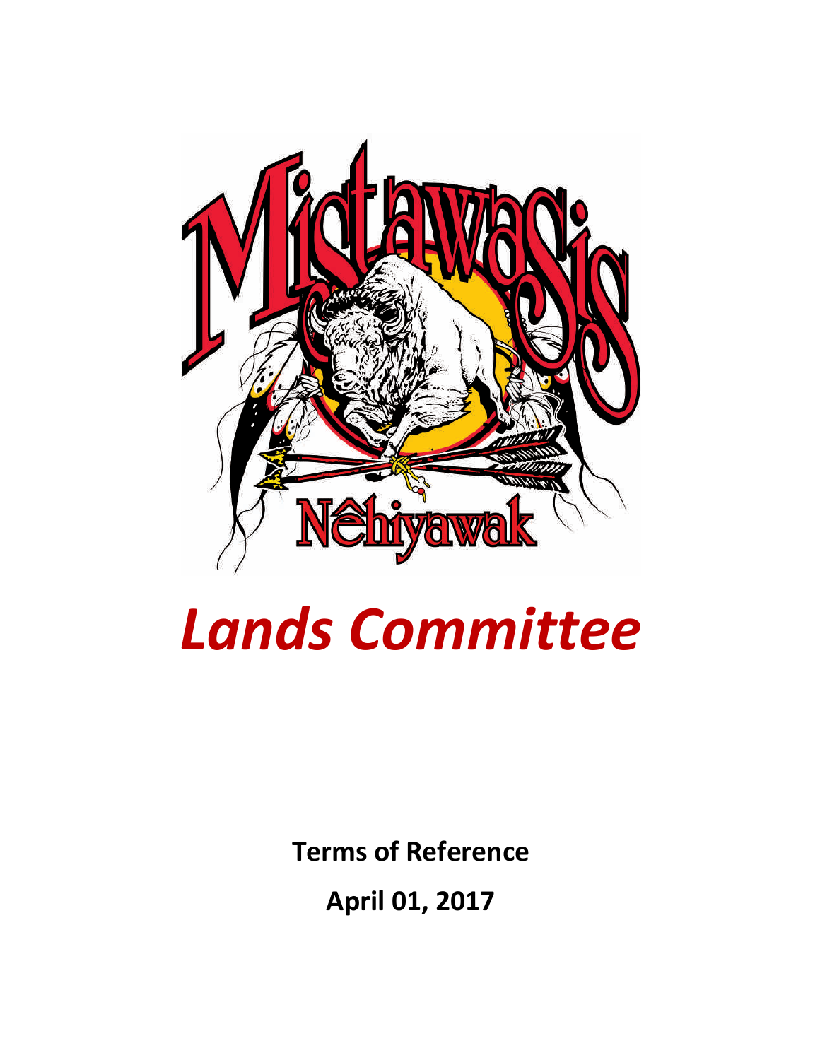# *Lands Committee*

**Terms of Reference**

**April 01, 2017**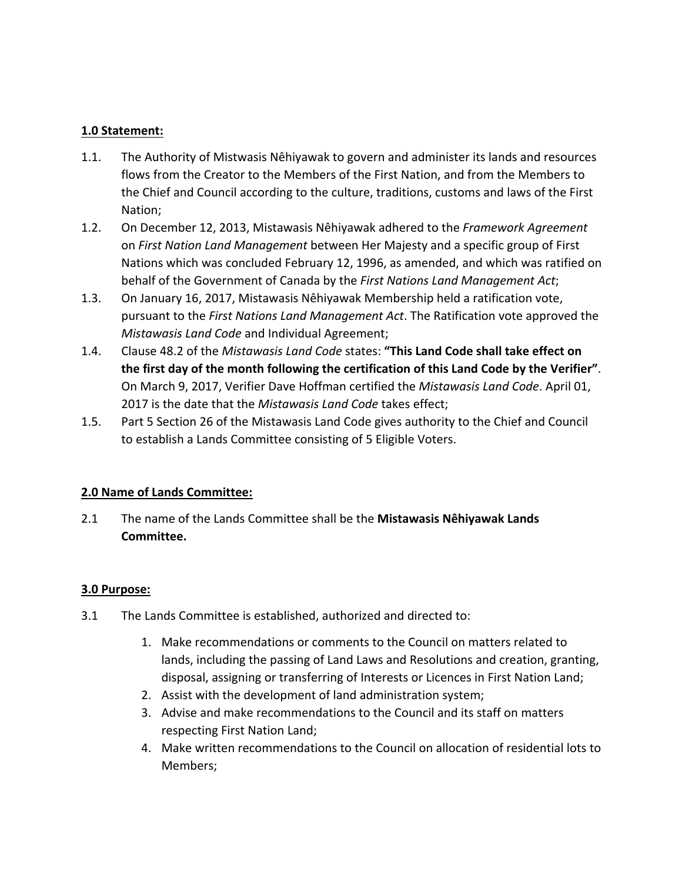**1.0 Statement:**

1.1. The Authority of Mistwasis Nêhiyawak to govern and administer its lands and resources flows from the Creator to the Members of the First Nation, and from the Members to the Chief and Council according to the culture, traditions, customs and laws of the First Nation;

1.2. On December 12, 2013, Mistawasis Nêhiyawak adhered to the *Framework Agreement* on *First Nation Land Management* between Her Majesty and a specific group of First Nations which was concluded February 12, 1996, as amended, and which was ratified on behalf of the Government of Canada by the *First Nations Land Management Act*;

1.3. On January 16, 2017, Mistawasis Nêhiyawak Membership held a ratification vote, pursuant to the *First Nations Land Management Act*. The Ratification vote approved the *Mistawasis Land Code* and Individual Agreement;

1.4. Clause 48.2 of the *Mistawasis Land Code* states: **"This Land Code shall take effect on the first day of the month following the certification of this Land Code by the Verifier"**. On March 9, 2017, Verifier Dave Hoffman certified the *Mistawasis Land Code*. April 01, 2017 is the date that the *Mistawasis Land Code* takes effect;

1.5. Part 5 Section 26 of the Mistawasis Land Code gives authority to the Chief and Council to establish a Lands Committee consisting of 5 Eligible Voters.

**2.0 Name of Lands Committee:**

2.1 The name of the Lands Committee shall be the **Mistawasis Nêhiyawak Lands Committee.**

**3.0 Purpose:**

3.1 The Lands Committee is established, authorized and directed to:

1. Make recommendations or comments to the Council on matters related to lands, including the passing of Land Laws and Resolutions and creation, granting, disposal, assigning or transferring of Interests or Licences in First Nation Land;
2. Assist with the development of land administration system;
3. Advise and make recommendations to the Council and its staff on matters respecting First Nation Land;
4. Make written recommendations to the Council on allocation of residential lots to Members;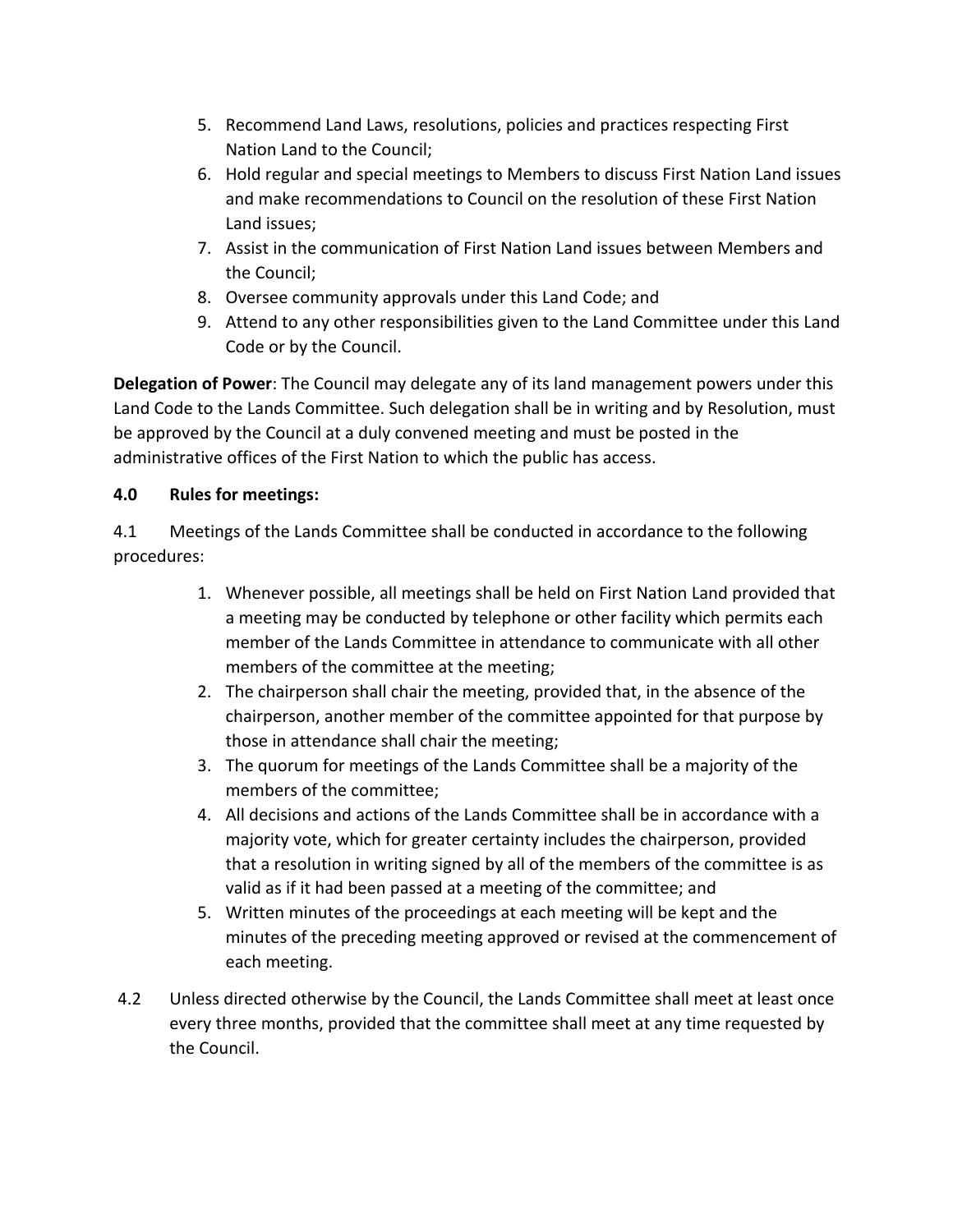5. Recommend Land Laws, resolutions, policies and practices respecting First Nation Land to the Council;
6. Hold regular and special meetings to Members to discuss First Nation Land issues and make recommendations to Council on the resolution of these First Nation Land issues;
7. Assist in the communication of First Nation Land issues between Members and the Council;
8. Oversee community approvals under this Land Code; and
9. Attend to any other responsibilities given to the Land Committee under this Land Code or by the Council.

**Delegation of Power**: The Council may delegate any of its land management powers under this Land Code to the Lands Committee. Such delegation shall be in writing and by Resolution, must be approved by the Council at a duly convened meeting and must be posted in the administrative offices of the First Nation to which the public has access.

**4.0 Rules for meetings:**

4.1 Meetings of the Lands Committee shall be conducted in accordance to the following procedures:

1. Whenever possible, all meetings shall be held on First Nation Land provided that a meeting may be conducted by telephone or other facility which permits each member of the Lands Committee in attendance to communicate with all other members of the committee at the meeting;
2. The chairperson shall chair the meeting, provided that, in the absence of the chairperson, another member of the committee appointed for that purpose by those in attendance shall chair the meeting;
3. The quorum for meetings of the Lands Committee shall be a majority of the members of the committee;
4. All decisions and actions of the Lands Committee shall be in accordance with a majority vote, which for greater certainty includes the chairperson, provided that a resolution in writing signed by all of the members of the committee is as valid as if it had been passed at a meeting of the committee; and
5. Written minutes of the proceedings at each meeting will be kept and the minutes of the preceding meeting approved or revised at the commencement of each meeting.

4.2 Unless directed otherwise by the Council, the Lands Committee shall meet at least once every three months, provided that the committee shall meet at any time requested by the Council.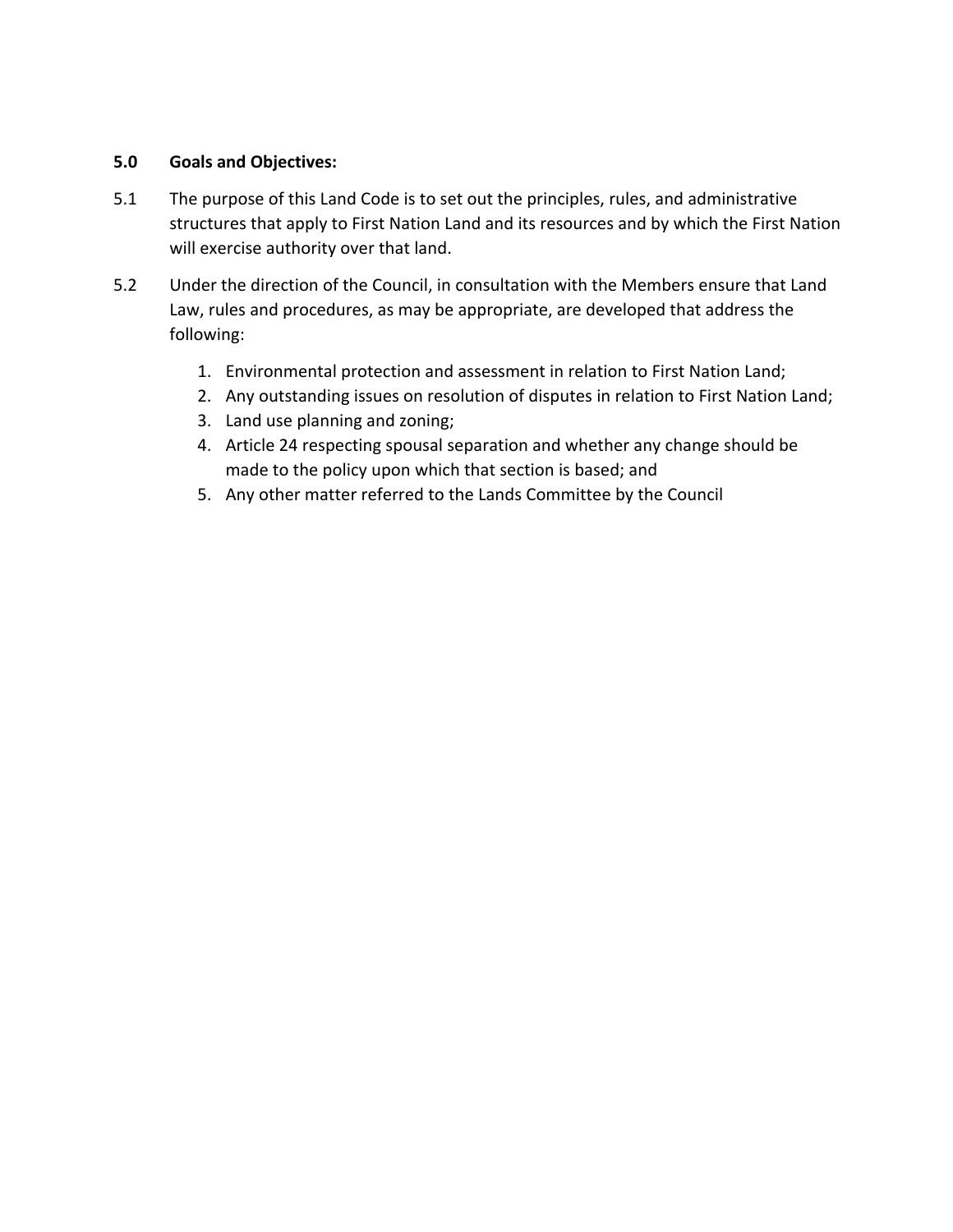**5.0 Goals and Objectives:**

5.1 The purpose of this Land Code is to set out the principles, rules, and administrative structures that apply to First Nation Land and its resources and by which the First Nation will exercise authority over that land.

5.2 Under the direction of the Council, in consultation with the Members ensure that Land Law, rules and procedures, as may be appropriate, are developed that address the following:

1. Environmental protection and assessment in relation to First Nation Land;
2. Any outstanding issues on resolution of disputes in relation to First Nation Land;
3. Land use planning and zoning;
4. Article 24 respecting spousal separation and whether any change should be made to the policy upon which that section is based; and
5. Any other matter referred to the Lands Committee by the Council